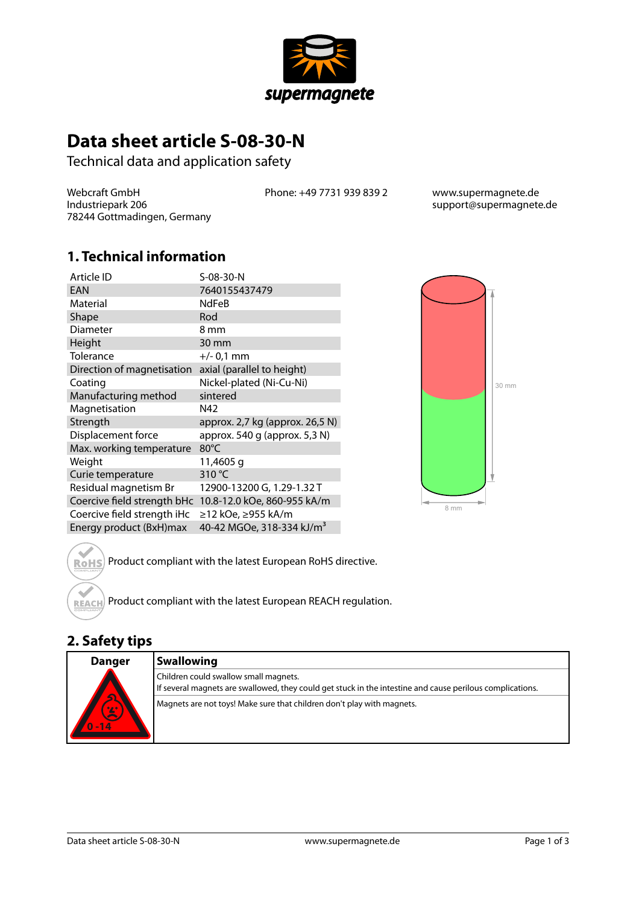# Data sheet article S-08-30-N

Technical data and application safety

Webcraft GmbH
Industriepark 206
78244 Gottmadingen, Germany

Phone: +49 7731 939 839 2

www.supermagnete.de
support@supermagnete.de

## 1. Technical information

| Article ID | S-08-30-N |
|---|---|
| EAN | 7640155437479 |
| Material | NdFeB |
| Shape | Rod |
| Diameter | 8 mm |
| Height | 30 mm |
| Tolerance | +/- 0,1 mm |
| Direction of magnetisation | axial (parallel to height) |
| Coating | Nickel-plated (Ni-Cu-Ni) |
| Manufacturing method | sintered |
| Magnetisation | N42 |
| Strength | approx. 2,7 kg (approx. 26,5 N) |
| Displacement force | approx. 540 g (approx. 5,3 N) |
| Max. working temperature | 80°C |
| Weight | 11,4605 g |
| Curie temperature | 310 °C |
| Residual magnetism Br | 12900-13200 G, 1.29-1.32 T |
| Coercive field strength bHc | 10.8-12.0 kOe, 860-955 kA/m |
| Coercive field strength iHc | ≥12 kOe, ≥955 kA/m |
| Energy product (BxH)max | 40-42 MGOe, 318-334 kJ/m$^3$ |

30 mm

8 mm

Product compliant with the latest European RoHS directive.

Product compliant with the latest European REACH regulation.

## 2. Safety tips

| Danger | Swallowing |
|---|---|
| 0 - 14 | Children could swallow small magnets.<br>If several magnets are swallowed, they could get stuck in the intestine and cause perilous complications. |
| | Magnets are not toys! Make sure that children don't play with magnets. |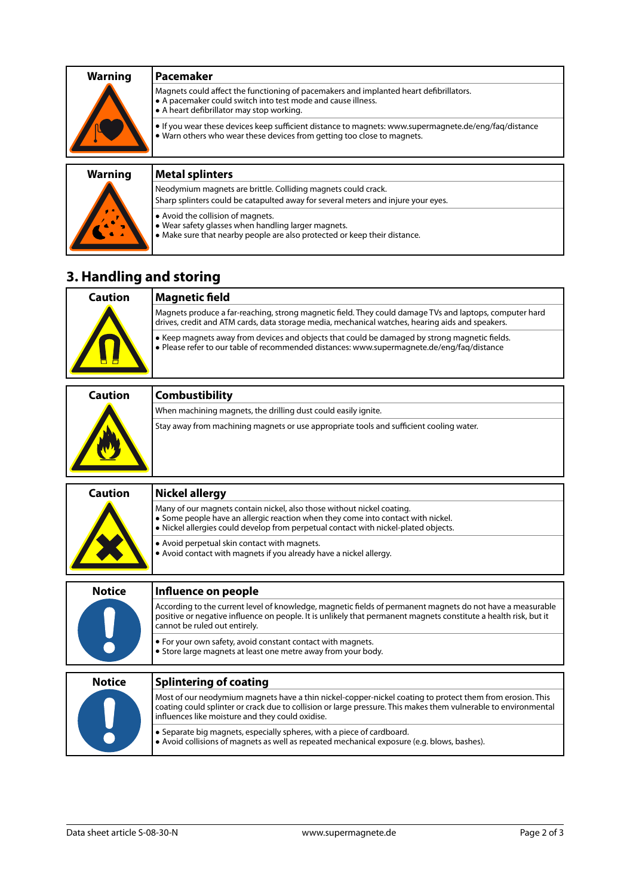| Warning | Pacemaker |
| --- | --- |
| | Magnets could affect the functioning of pacemakers and implanted heart defibrillators.<br>• A pacemaker could switch into test mode and cause illness.<br>• A heart defibrillator may stop working. |
| | • If you wear these devices keep sufficient distance to magnets: www.supermagnete.de/eng/faq/distance<br>• Warn others who wear these devices from getting too close to magnets. |

| Warning | Metal splinters |
| --- | --- |
| | Neodymium magnets are brittle. Colliding magnets could crack.<br>Sharp splinters could be catapulted away for several meters and injure your eyes. |
| | • Avoid the collision of magnets.<br>• Wear safety glasses when handling larger magnets.<br>• Make sure that nearby people are also protected or keep their distance. |

## 3. Handling and storing

| Caution | Magnetic field |
| --- | --- |
| | Magnets produce a far-reaching, strong magnetic field. They could damage TVs and laptops, computer hard drives, credit and ATM cards, data storage media, mechanical watches, hearing aids and speakers. |
| | • Keep magnets away from devices and objects that could be damaged by strong magnetic fields.<br>• Please refer to our table of recommended distances: www.supermagnete.de/eng/faq/distance |

| Caution | Combustibility |
| --- | --- |
| | When machining magnets, the drilling dust could easily ignite. |
| | Stay away from machining magnets or use appropriate tools and sufficient cooling water. |

| Caution | Nickel allergy |
| --- | --- |
| | Many of our magnets contain nickel, also those without nickel coating.<br>• Some people have an allergic reaction when they come into contact with nickel.<br>• Nickel allergies could develop from perpetual contact with nickel-plated objects. |
| | • Avoid perpetual skin contact with magnets.<br>• Avoid contact with magnets if you already have a nickel allergy. |

| Notice | Influence on people |
| --- | --- |
| | According to the current level of knowledge, magnetic fields of permanent magnets do not have a measurable positive or negative influence on people. It is unlikely that permanent magnets constitute a health risk, but it cannot be ruled out entirely. |
| | • For your own safety, avoid constant contact with magnets.<br>• Store large magnets at least one metre away from your body. |

| Notice | Splintering of coating |
| --- | --- |
| | Most of our neodymium magnets have a thin nickel-copper-nickel coating to protect them from erosion. This coating could splinter or crack due to collision or large pressure. This makes them vulnerable to environmental influences like moisture and they could oxidise. |
| | • Separate big magnets, especially spheres, with a piece of cardboard.<br>• Avoid collisions of magnets as well as repeated mechanical exposure (e.g. blows, bashes). |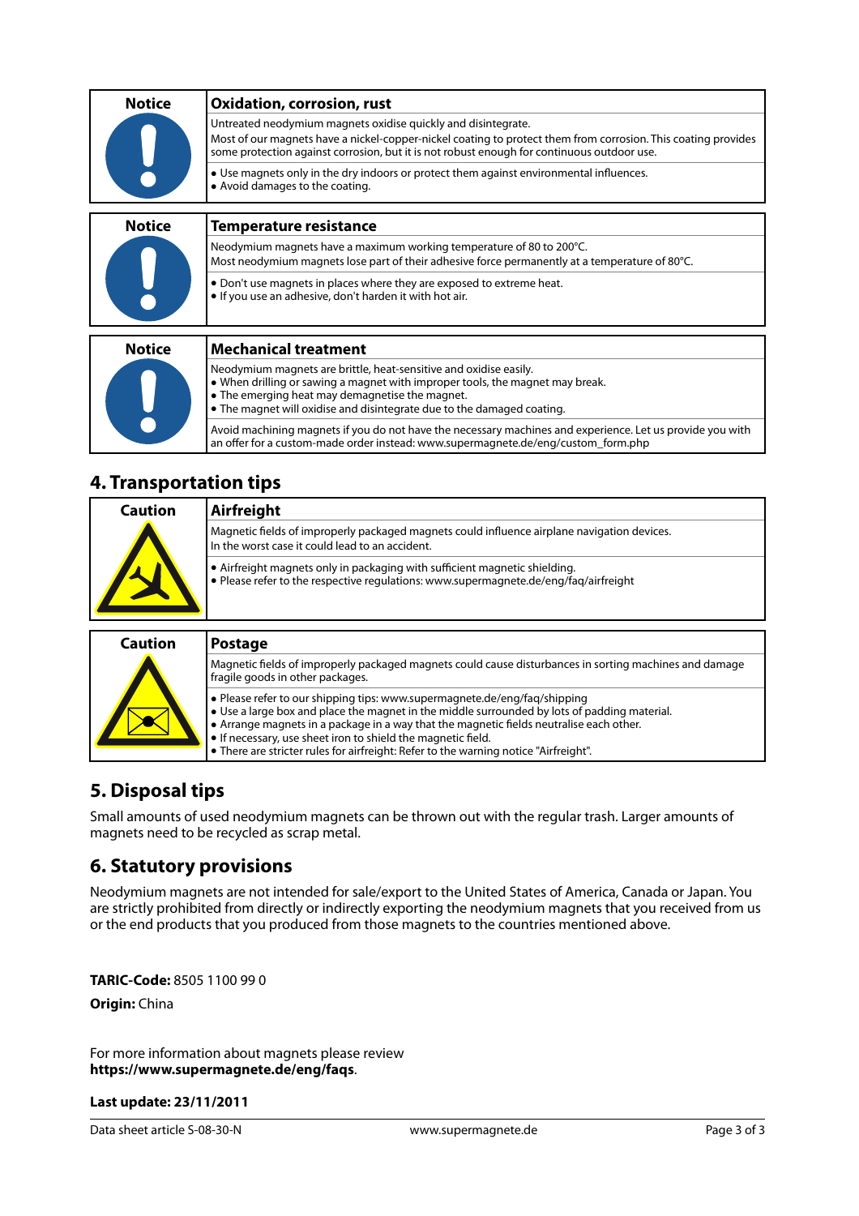| Notice | Oxidation, corrosion, rust |
|---|---|
| | Untreated neodymium magnets oxidise quickly and disintegrate.<br>Most of our magnets have a nickel-copper-nickel coating to protect them from corrosion. This coating provides some protection against corrosion, but it is not robust enough for continuous outdoor use. |
| | • Use magnets only in the dry indoors or protect them against environmental influences.<br>• Avoid damages to the coating. |

| Notice | Temperature resistance |
|---|---|
| | Neodymium magnets have a maximum working temperature of 80 to 200°C.<br>Most neodymium magnets lose part of their adhesive force permanently at a temperature of 80°C. |
| | • Don't use magnets in places where they are exposed to extreme heat.<br>• If you use an adhesive, don't harden it with hot air. |

| Notice | Mechanical treatment |
|---|---|
| | Neodymium magnets are brittle, heat-sensitive and oxidise easily.<br>• When drilling or sawing a magnet with improper tools, the magnet may break.<br>• The emerging heat may demagnetise the magnet.<br>• The magnet will oxidise and disintegrate due to the damaged coating. |
| | Avoid machining magnets if you do not have the necessary machines and experience. Let us provide you with an offer for a custom-made order instead: www.supermagnete.de/eng/custom_form.php |

## 4. Transportation tips

| Caution | Airfreight |
|---|---|
| | Magnetic fields of improperly packaged magnets could influence airplane navigation devices.<br>In the worst case it could lead to an accident. |
| | • Airfreight magnets only in packaging with sufficient magnetic shielding.<br>• Please refer to the respective regulations: www.supermagnete.de/eng/faq/airfreight |

| Caution | Postage |
|---|---|
| | Magnetic fields of improperly packaged magnets could cause disturbances in sorting machines and damage fragile goods in other packages. |
| | • Please refer to our shipping tips: www.supermagnete.de/eng/faq/shipping<br>• Use a large box and place the magnet in the middle surrounded by lots of padding material.<br>• Arrange magnets in a package in a way that the magnetic fields neutralise each other.<br>• If necessary, use sheet iron to shield the magnetic field.<br>• There are stricter rules for airfreight: Refer to the warning notice "Airfreight". |

## 5. Disposal tips

Small amounts of used neodymium magnets can be thrown out with the regular trash. Larger amounts of magnets need to be recycled as scrap metal.

## 6. Statutory provisions

Neodymium magnets are not intended for sale/export to the United States of America, Canada or Japan. You are strictly prohibited from directly or indirectly exporting the neodymium magnets that you received from us or the end products that you produced from those magnets to the countries mentioned above.

**TARIC-Code:** 8505 1100 99 0

**Origin:** China

For more information about magnets please review
**https://www.supermagnete.de/eng/faqs**.

**Last update: 23/11/2011**